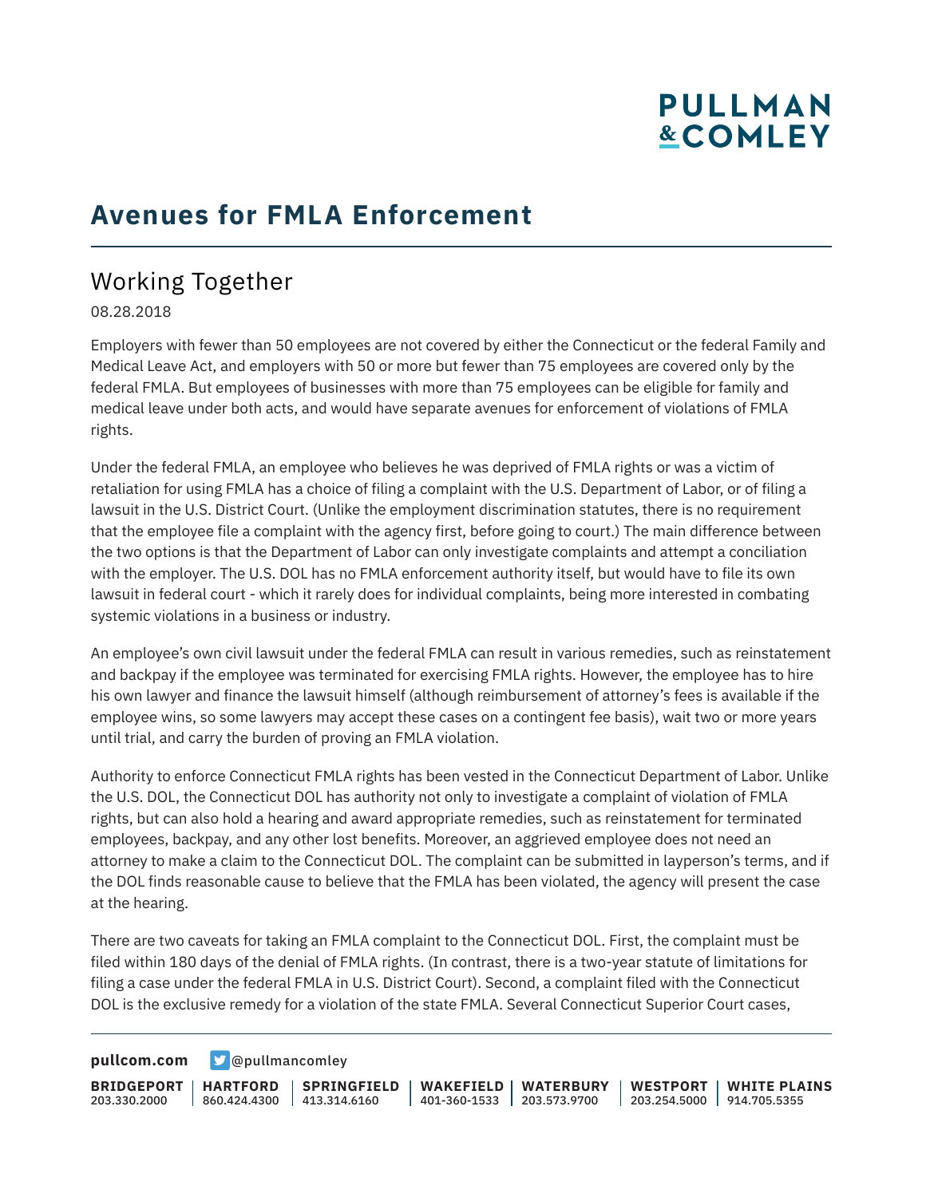# Avenues for FMLA Enforcement

## Working Together

08.28.2018

Employers with fewer than 50 employees are not covered by either the Connecticut or the federal Family and Medical Leave Act, and employers with 50 or more but fewer than 75 employees are covered only by the federal FMLA. But employees of businesses with more than 75 employees can be eligible for family and medical leave under both acts, and would have separate avenues for enforcement of violations of FMLA rights.

Under the federal FMLA, an employee who believes he was deprived of FMLA rights or was a victim of retaliation for using FMLA has a choice of filing a complaint with the U.S. Department of Labor, or of filing a lawsuit in the U.S. District Court. (Unlike the employment discrimination statutes, there is no requirement that the employee file a complaint with the agency first, before going to court.) The main difference between the two options is that the Department of Labor can only investigate complaints and attempt a conciliation with the employer. The U.S. DOL has no FMLA enforcement authority itself, but would have to file its own lawsuit in federal court - which it rarely does for individual complaints, being more interested in combating systemic violations in a business or industry.

An employee's own civil lawsuit under the federal FMLA can result in various remedies, such as reinstatement and backpay if the employee was terminated for exercising FMLA rights. However, the employee has to hire his own lawyer and finance the lawsuit himself (although reimbursement of attorney's fees is available if the employee wins, so some lawyers may accept these cases on a contingent fee basis), wait two or more years until trial, and carry the burden of proving an FMLA violation.

Authority to enforce Connecticut FMLA rights has been vested in the Connecticut Department of Labor. Unlike the U.S. DOL, the Connecticut DOL has authority not only to investigate a complaint of violation of FMLA rights, but can also hold a hearing and award appropriate remedies, such as reinstatement for terminated employees, backpay, and any other lost benefits. Moreover, an aggrieved employee does not need an attorney to make a claim to the Connecticut DOL. The complaint can be submitted in layperson's terms, and if the DOL finds reasonable cause to believe that the FMLA has been violated, the agency will present the case at the hearing.

There are two caveats for taking an FMLA complaint to the Connecticut DOL. First, the complaint must be filed within 180 days of the denial of FMLA rights. (In contrast, there is a two-year statute of limitations for filing a case under the federal FMLA in U.S. District Court). Second, a complaint filed with the Connecticut DOL is the exclusive remedy for a violation of the state FMLA. Several Connecticut Superior Court cases,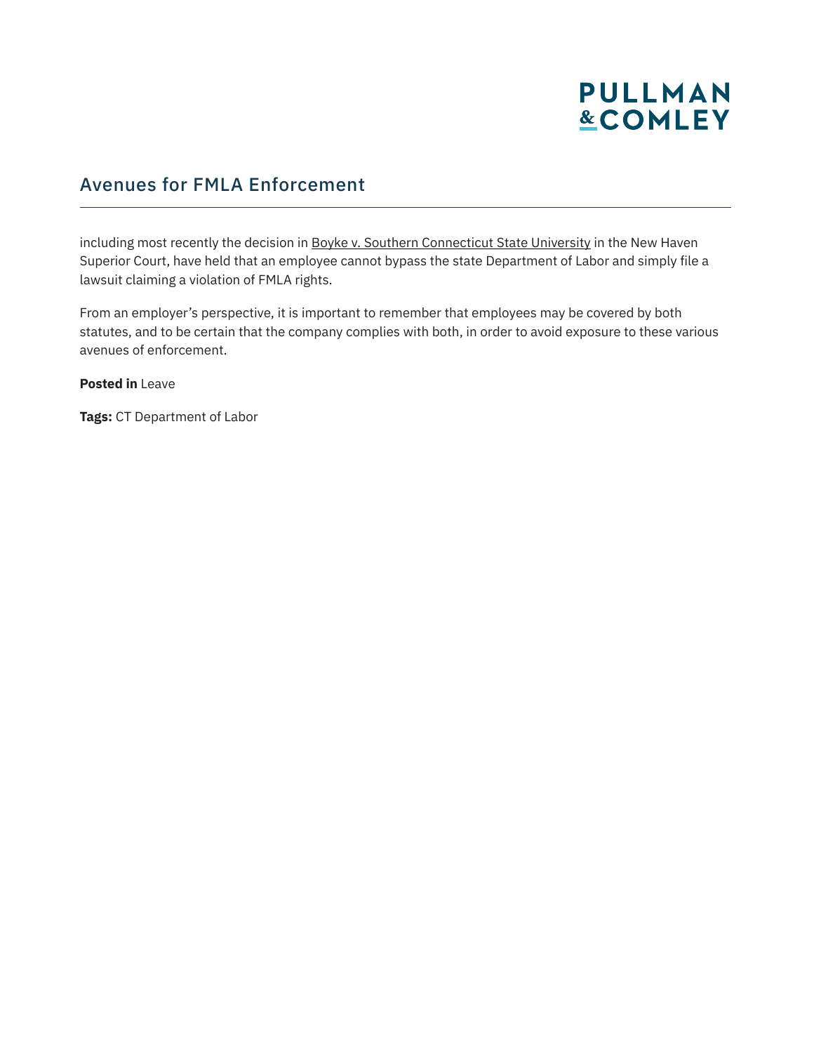including most recently the decision in Boyke v. Southern Connecticut State University in the New Haven Superior Court, have held that an employee cannot bypass the state Department of Labor and simply file a lawsuit claiming a violation of FMLA rights.

From an employer's perspective, it is important to remember that employees may be covered by both statutes, and to be certain that the company complies with both, in order to avoid exposure to these various avenues of enforcement.

**Posted in** Leave

**Tags:** CT Department of Labor